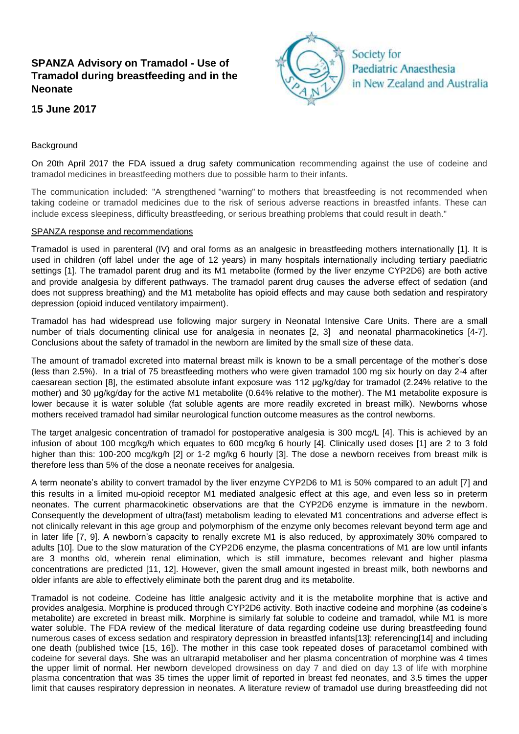# SPANZA Advisory on Tramadol - Use of Tramadol during breastfeeding and in the Neonate

Society for Paediatric Anaesthesia in New Zealand and Australia

**15 June 2017**

## Background

On 20th April 2017 the FDA issued a drug safety communication recommending against the use of codeine and tramadol medicines in breastfeeding mothers due to possible harm to their infants.

The communication included: "A strengthened "warning" to mothers that breastfeeding is not recommended when taking codeine or tramadol medicines due to the risk of serious adverse reactions in breastfed infants. These can include excess sleepiness, difficulty breastfeeding, or serious breathing problems that could result in death."

## SPANZA response and recommendations

Tramadol is used in parenteral (IV) and oral forms as an analgesic in breastfeeding mothers internationally [1]. It is used in children (off label under the age of 12 years) in many hospitals internationally including tertiary paediatric settings [1]. The tramadol parent drug and its M1 metabolite (formed by the liver enzyme CYP2D6) are both active and provide analgesia by different pathways. The tramadol parent drug causes the adverse effect of sedation (and does not suppress breathing) and the M1 metabolite has opioid effects and may cause both sedation and respiratory depression (opioid induced ventilatory impairment).

Tramadol has had widespread use following major surgery in Neonatal Intensive Care Units. There are a small number of trials documenting clinical use for analgesia in neonates [2, 3] and neonatal pharmacokinetics [4-7]. Conclusions about the safety of tramadol in the newborn are limited by the small size of these data.

The amount of tramadol excreted into maternal breast milk is known to be a small percentage of the mother's dose (less than 2.5%). In a trial of 75 breastfeeding mothers who were given tramadol 100 mg six hourly on day 2-4 after caesarean section [8], the estimated absolute infant exposure was 112 µg/kg/day for tramadol (2.24% relative to the mother) and 30 µg/kg/day for the active M1 metabolite (0.64% relative to the mother). The M1 metabolite exposure is lower because it is water soluble (fat soluble agents are more readily excreted in breast milk). Newborns whose mothers received tramadol had similar neurological function outcome measures as the control newborns.

The target analgesic concentration of tramadol for postoperative analgesia is 300 mcg/L [4]. This is achieved by an infusion of about 100 mcg/kg/h which equates to 600 mcg/kg 6 hourly [4]. Clinically used doses [1] are 2 to 3 fold higher than this: 100-200 mcg/kg/h [2] or 1-2 mg/kg 6 hourly [3]. The dose a newborn receives from breast milk is therefore less than 5% of the dose a neonate receives for analgesia.

A term neonate's ability to convert tramadol by the liver enzyme CYP2D6 to M1 is 50% compared to an adult [7] and this results in a limited mu-opioid receptor M1 mediated analgesic effect at this age, and even less so in preterm neonates. The current pharmacokinetic observations are that the CYP2D6 enzyme is immature in the newborn. Consequently the development of ultra(fast) metabolism leading to elevated M1 concentrations and adverse effect is not clinically relevant in this age group and polymorphism of the enzyme only becomes relevant beyond term age and in later life [7, 9]. A newborn's capacity to renally excrete M1 is also reduced, by approximately 30% compared to adults [10]. Due to the slow maturation of the CYP2D6 enzyme, the plasma concentrations of M1 are low until infants are 3 months old, wherein renal elimination, which is still immature, becomes relevant and higher plasma concentrations are predicted [11, 12]. However, given the small amount ingested in breast milk, both newborns and older infants are able to effectively eliminate both the parent drug and its metabolite.

Tramadol is not codeine. Codeine has little analgesic activity and it is the metabolite morphine that is active and provides analgesia. Morphine is produced through CYP2D6 activity. Both inactive codeine and morphine (as codeine's metabolite) are excreted in breast milk. Morphine is similarly fat soluble to codeine and tramadol, while M1 is more water soluble. The FDA review of the medical literature of data regarding codeine use during breastfeeding found numerous cases of excess sedation and respiratory depression in breastfed infants[13]: referencing[14] and including one death (published twice [15, 16]). The mother in this case took repeated doses of paracetamol combined with codeine for several days. She was an ultrarapid metaboliser and her plasma concentration of morphine was 4 times the upper limit of normal. Her newborn developed drowsiness on day 7 and died on day 13 of life with morphine plasma concentration that was 35 times the upper limit of reported in breast fed neonates, and 3.5 times the upper limit that causes respiratory depression in neonates. A literature review of tramadol use during breastfeeding did not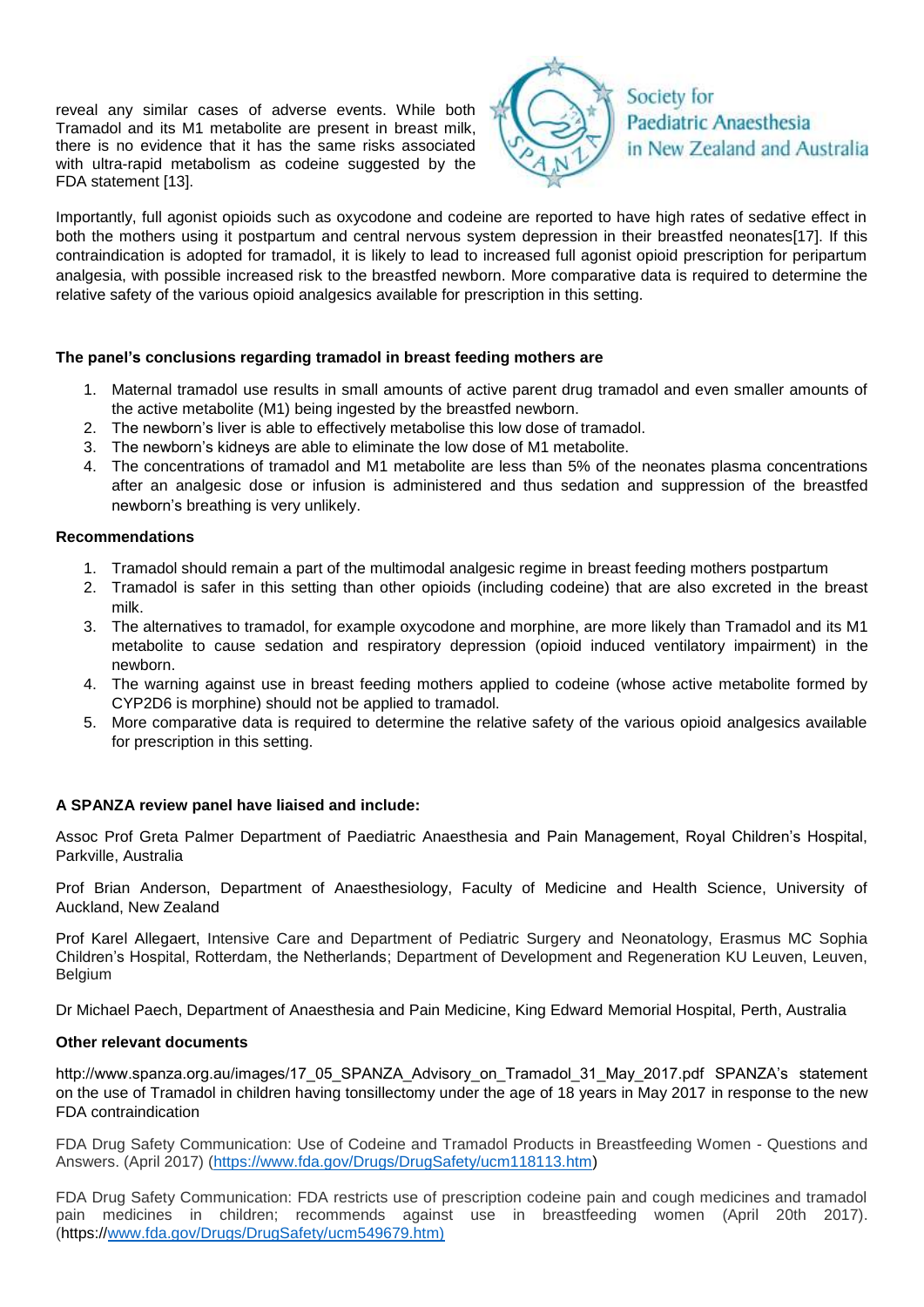reveal any similar cases of adverse events. While both Tramadol and its M1 metabolite are present in breast milk, there is no evidence that it has the same risks associated with ultra-rapid metabolism as codeine suggested by the FDA statement [13].

Importantly, full agonist opioids such as oxycodone and codeine are reported to have high rates of sedative effect in both the mothers using it postpartum and central nervous system depression in their breastfed neonates[17]. If this contraindication is adopted for tramadol, it is likely to lead to increased full agonist opioid prescription for peripartum analgesia, with possible increased risk to the breastfed newborn. More comparative data is required to determine the relative safety of the various opioid analgesics available for prescription in this setting.

**The panel's conclusions regarding tramadol in breast feeding mothers are**

1. Maternal tramadol use results in small amounts of active parent drug tramadol and even smaller amounts of the active metabolite (M1) being ingested by the breastfed newborn.
2. The newborn's liver is able to effectively metabolise this low dose of tramadol.
3. The newborn's kidneys are able to eliminate the low dose of M1 metabolite.
4. The concentrations of tramadol and M1 metabolite are less than 5% of the neonates plasma concentrations after an analgesic dose or infusion is administered and thus sedation and suppression of the breastfed newborn's breathing is very unlikely.

**Recommendations**

1. Tramadol should remain a part of the multimodal analgesic regime in breast feeding mothers postpartum
2. Tramadol is safer in this setting than other opioids (including codeine) that are also excreted in the breast milk.
3. The alternatives to tramadol, for example oxycodone and morphine, are more likely than Tramadol and its M1 metabolite to cause sedation and respiratory depression (opioid induced ventilatory impairment) in the newborn.
4. The warning against use in breast feeding mothers applied to codeine (whose active metabolite formed by CYP2D6 is morphine) should not be applied to tramadol.
5. More comparative data is required to determine the relative safety of the various opioid analgesics available for prescription in this setting.

**A SPANZA review panel have liaised and include:**

Assoc Prof Greta Palmer Department of Paediatric Anaesthesia and Pain Management, Royal Children's Hospital, Parkville, Australia

Prof Brian Anderson, Department of Anaesthesiology, Faculty of Medicine and Health Science, University of Auckland, New Zealand

Prof Karel Allegaert, Intensive Care and Department of Pediatric Surgery and Neonatology, Erasmus MC Sophia Children's Hospital, Rotterdam, the Netherlands; Department of Development and Regeneration KU Leuven, Leuven, Belgium

Dr Michael Paech, Department of Anaesthesia and Pain Medicine, King Edward Memorial Hospital, Perth, Australia

**Other relevant documents**

http://www.spanza.org.au/images/17_05_SPANZA_Advisory_on_Tramadol_31_May_2017.pdf SPANZA's statement on the use of Tramadol in children having tonsillectomy under the age of 18 years in May 2017 in response to the new FDA contraindication

FDA Drug Safety Communication: Use of Codeine and Tramadol Products in Breastfeeding Women - Questions and Answers. (April 2017) (https://www.fda.gov/Drugs/DrugSafety/ucm118113.htm)

FDA Drug Safety Communication: FDA restricts use of prescription codeine pain and cough medicines and tramadol pain medicines in children; recommends against use in breastfeeding women (April 20th 2017). (https://www.fda.gov/Drugs/DrugSafety/ucm549679.htm)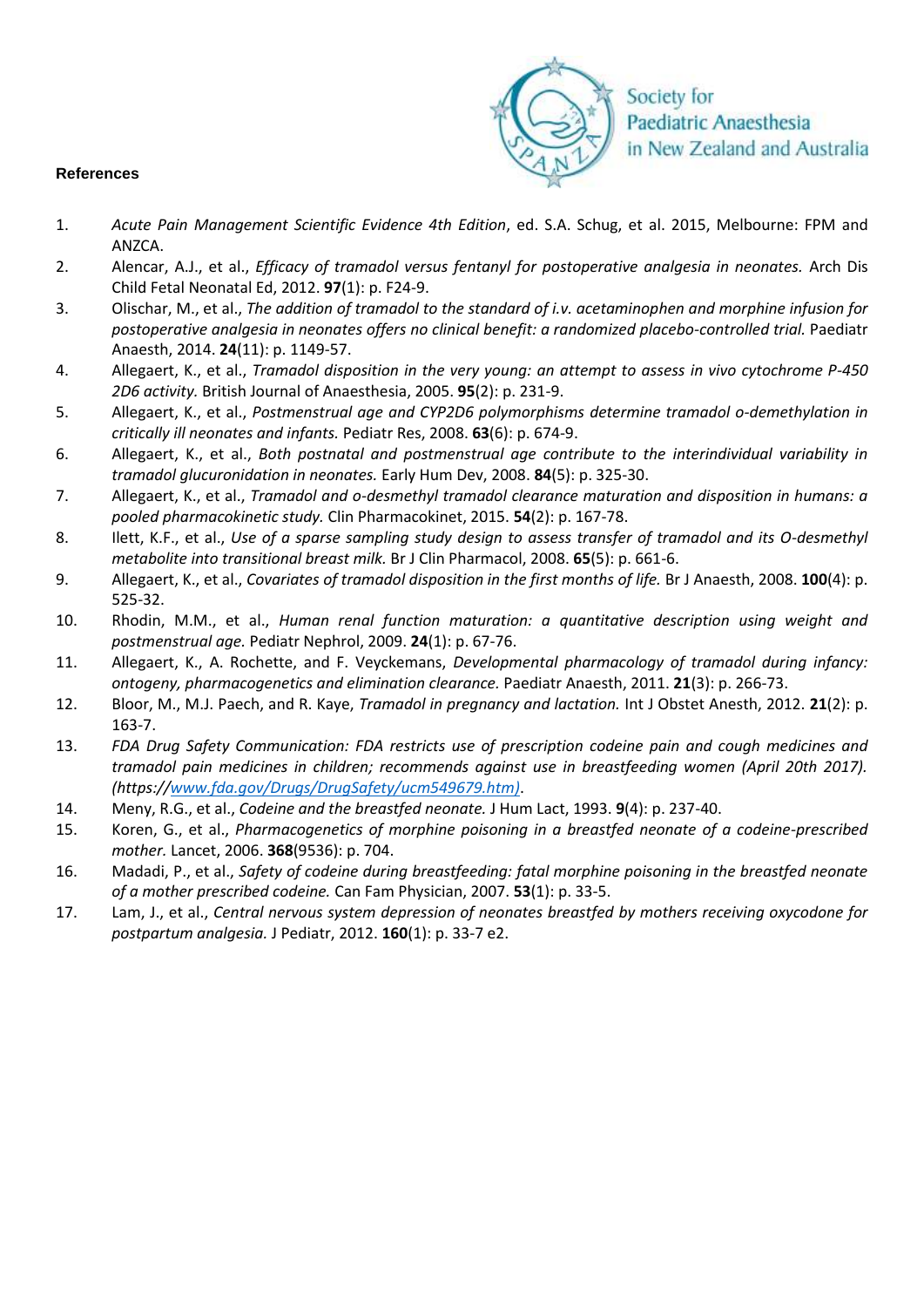## References

1. *Acute Pain Management Scientific Evidence 4th Edition*, ed. S.A. Schug, et al. 2015, Melbourne: FPM and ANZCA.
2. Alencar, A.J., et al., *Efficacy of tramadol versus fentanyl for postoperative analgesia in neonates.* Arch Dis Child Fetal Neonatal Ed, 2012. **97**(1): p. F24-9.
3. Olischar, M., et al., *The addition of tramadol to the standard of i.v. acetaminophen and morphine infusion for postoperative analgesia in neonates offers no clinical benefit: a randomized placebo-controlled trial.* Paediatr Anaesth, 2014. **24**(11): p. 1149-57.
4. Allegaert, K., et al., *Tramadol disposition in the very young: an attempt to assess in vivo cytochrome P-450 2D6 activity.* British Journal of Anaesthesia, 2005. **95**(2): p. 231-9.
5. Allegaert, K., et al., *Postmenstrual age and CYP2D6 polymorphisms determine tramadol o-demethylation in critically ill neonates and infants.* Pediatr Res, 2008. **63**(6): p. 674-9.
6. Allegaert, K., et al., *Both postnatal and postmenstrual age contribute to the interindividual variability in tramadol glucuronidation in neonates.* Early Hum Dev, 2008. **84**(5): p. 325-30.
7. Allegaert, K., et al., *Tramadol and o-desmethyl tramadol clearance maturation and disposition in humans: a pooled pharmacokinetic study.* Clin Pharmacokinet, 2015. **54**(2): p. 167-78.
8. Ilett, K.F., et al., *Use of a sparse sampling study design to assess transfer of tramadol and its O-desmethyl metabolite into transitional breast milk.* Br J Clin Pharmacol, 2008. **65**(5): p. 661-6.
9. Allegaert, K., et al., *Covariates of tramadol disposition in the first months of life.* Br J Anaesth, 2008. **100**(4): p. 525-32.
10. Rhodin, M.M., et al., *Human renal function maturation: a quantitative description using weight and postmenstrual age.* Pediatr Nephrol, 2009. **24**(1): p. 67-76.
11. Allegaert, K., A. Rochette, and F. Veyckemans, *Developmental pharmacology of tramadol during infancy: ontogeny, pharmacogenetics and elimination clearance.* Paediatr Anaesth, 2011. **21**(3): p. 266-73.
12. Bloor, M., M.J. Paech, and R. Kaye, *Tramadol in pregnancy and lactation.* Int J Obstet Anesth, 2012. **21**(2): p. 163-7.
13. *FDA Drug Safety Communication: FDA restricts use of prescription codeine pain and cough medicines and tramadol pain medicines in children; recommends against use in breastfeeding women (April 20th 2017). (https://www.fda.gov/Drugs/DrugSafety/ucm549679.htm).*
14. Meny, R.G., et al., *Codeine and the breastfed neonate.* J Hum Lact, 1993. **9**(4): p. 237-40.
15. Koren, G., et al., *Pharmacogenetics of morphine poisoning in a breastfed neonate of a codeine-prescribed mother.* Lancet, 2006. **368**(9536): p. 704.
16. Madadi, P., et al., *Safety of codeine during breastfeeding: fatal morphine poisoning in the breastfed neonate of a mother prescribed codeine.* Can Fam Physician, 2007. **53**(1): p. 33-5.
17. Lam, J., et al., *Central nervous system depression of neonates breastfed by mothers receiving oxycodone for postpartum analgesia.* J Pediatr, 2012. **160**(1): p. 33-7 e2.